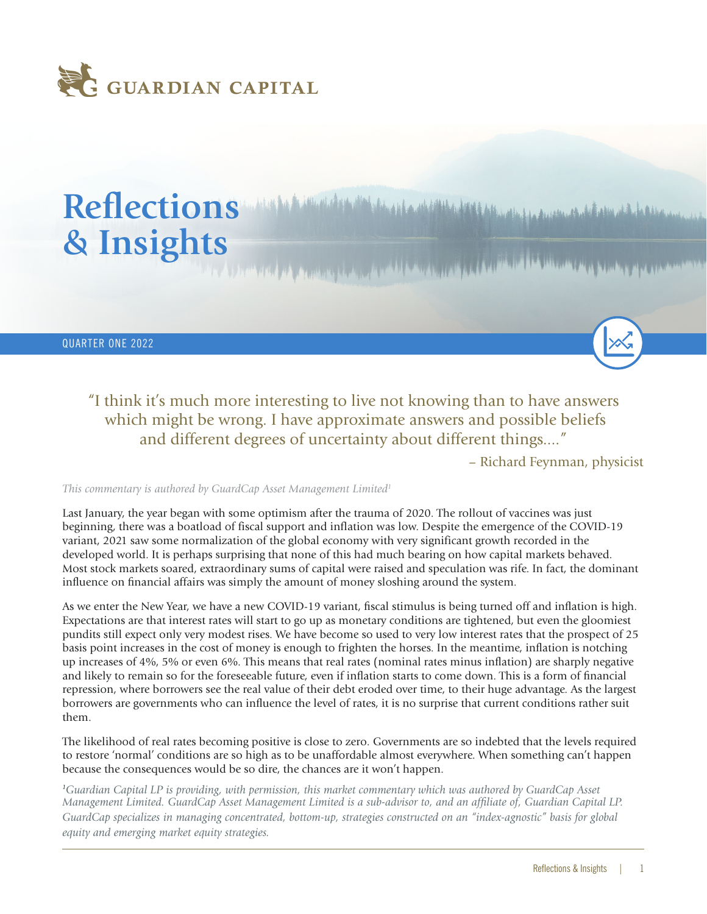# Reflections & Insights

QUARTER ONE 2022

> "I think it's much more interesting to live not knowing than to have answers which might be wrong. I have approximate answers and possible beliefs and different degrees of uncertainty about different things...."
>
> – Richard Feynman, physicist

*This commentary is authored by GuardCap Asset Management Limited[1]*

Last January, the year began with some optimism after the trauma of 2020. The rollout of vaccines was just beginning, there was a boatload of fiscal support and inflation was low. Despite the emergence of the COVID-19 variant, 2021 saw some normalization of the global economy with very significant growth recorded in the developed world. It is perhaps surprising that none of this had much bearing on how capital markets behaved. Most stock markets soared, extraordinary sums of capital were raised and speculation was rife. In fact, the dominant influence on financial affairs was simply the amount of money sloshing around the system.

As we enter the New Year, we have a new COVID-19 variant, fiscal stimulus is being turned off and inflation is high. Expectations are that interest rates will start to go up as monetary conditions are tightened, but even the gloomiest pundits still expect only very modest rises. We have become so used to very low interest rates that the prospect of 25 basis point increases in the cost of money is enough to frighten the horses. In the meantime, inflation is notching up increases of 4%, 5% or even 6%. This means that real rates (nominal rates minus inflation) are sharply negative and likely to remain so for the foreseeable future, even if inflation starts to come down. This is a form of financial repression, where borrowers see the real value of their debt eroded over time, to their huge advantage. As the largest borrowers are governments who can influence the level of rates, it is no surprise that current conditions rather suit them.

The likelihood of real rates becoming positive is close to zero. Governments are so indebted that the levels required to restore 'normal' conditions are so high as to be unaffordable almost everywhere. When something can't happen because the consequences would be so dire, the chances are it won't happen.

*[1]Guardian Capital LP is providing, with permission, this market commentary which was authored by GuardCap Asset Management Limited. GuardCap Asset Management Limited is a sub-advisor to, and an affiliate of, Guardian Capital LP. GuardCap specializes in managing concentrated, bottom-up, strategies constructed on an "index-agnostic" basis for global equity and emerging market equity strategies.*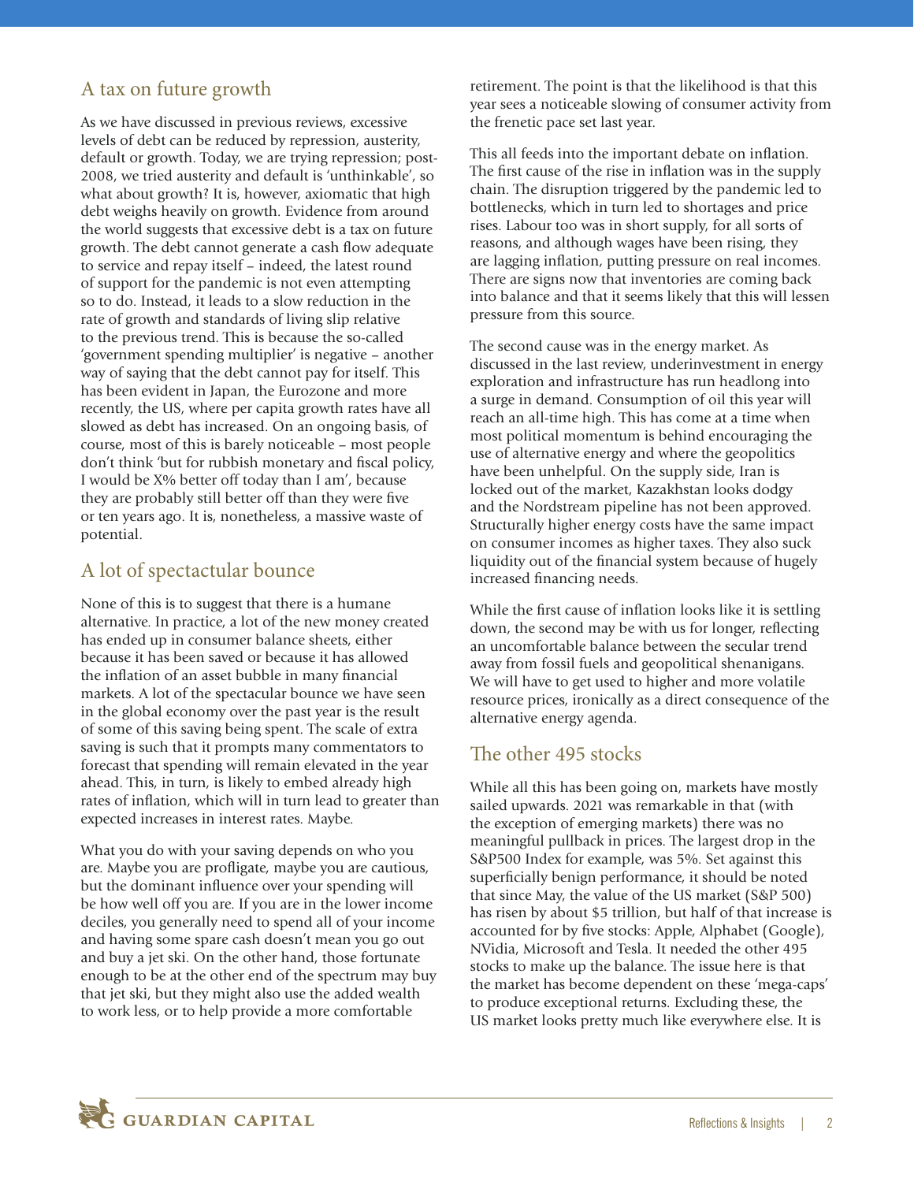## A tax on future growth

As we have discussed in previous reviews, excessive levels of debt can be reduced by repression, austerity, default or growth. Today, we are trying repression; post-2008, we tried austerity and default is 'unthinkable', so what about growth? It is, however, axiomatic that high debt weighs heavily on growth. Evidence from around the world suggests that excessive debt is a tax on future growth. The debt cannot generate a cash flow adequate to service and repay itself – indeed, the latest round of support for the pandemic is not even attempting so to do. Instead, it leads to a slow reduction in the rate of growth and standards of living slip relative to the previous trend. This is because the so-called 'government spending multiplier' is negative – another way of saying that the debt cannot pay for itself. This has been evident in Japan, the Eurozone and more recently, the US, where per capita growth rates have all slowed as debt has increased. On an ongoing basis, of course, most of this is barely noticeable – most people don't think 'but for rubbish monetary and fiscal policy, I would be X% better off today than I am', because they are probably still better off than they were five or ten years ago. It is, nonetheless, a massive waste of potential.

## A lot of spectactular bounce

None of this is to suggest that there is a humane alternative. In practice, a lot of the new money created has ended up in consumer balance sheets, either because it has been saved or because it has allowed the inflation of an asset bubble in many financial markets. A lot of the spectacular bounce we have seen in the global economy over the past year is the result of some of this saving being spent. The scale of extra saving is such that it prompts many commentators to forecast that spending will remain elevated in the year ahead. This, in turn, is likely to embed already high rates of inflation, which will in turn lead to greater than expected increases in interest rates. Maybe.

What you do with your saving depends on who you are. Maybe you are profligate, maybe you are cautious, but the dominant influence over your spending will be how well off you are. If you are in the lower income deciles, you generally need to spend all of your income and having some spare cash doesn't mean you go out and buy a jet ski. On the other hand, those fortunate enough to be at the other end of the spectrum may buy that jet ski, but they might also use the added wealth to work less, or to help provide a more comfortable retirement. The point is that the likelihood is that this year sees a noticeable slowing of consumer activity from the frenetic pace set last year.

This all feeds into the important debate on inflation. The first cause of the rise in inflation was in the supply chain. The disruption triggered by the pandemic led to bottlenecks, which in turn led to shortages and price rises. Labour too was in short supply, for all sorts of reasons, and although wages have been rising, they are lagging inflation, putting pressure on real incomes. There are signs now that inventories are coming back into balance and that it seems likely that this will lessen pressure from this source.

The second cause was in the energy market. As discussed in the last review, underinvestment in energy exploration and infrastructure has run headlong into a surge in demand. Consumption of oil this year will reach an all-time high. This has come at a time when most political momentum is behind encouraging the use of alternative energy and where the geopolitics have been unhelpful. On the supply side, Iran is locked out of the market, Kazakhstan looks dodgy and the Nordstream pipeline has not been approved. Structurally higher energy costs have the same impact on consumer incomes as higher taxes. They also suck liquidity out of the financial system because of hugely increased financing needs.

While the first cause of inflation looks like it is settling down, the second may be with us for longer, reflecting an uncomfortable balance between the secular trend away from fossil fuels and geopolitical shenanigans. We will have to get used to higher and more volatile resource prices, ironically as a direct consequence of the alternative energy agenda.

## The other 495 stocks

While all this has been going on, markets have mostly sailed upwards. 2021 was remarkable in that (with the exception of emerging markets) there was no meaningful pullback in prices. The largest drop in the S&P500 Index for example, was 5%. Set against this superficially benign performance, it should be noted that since May, the value of the US market (S&P 500) has risen by about $5 trillion, but half of that increase is accounted for by five stocks: Apple, Alphabet (Google), NVidia, Microsoft and Tesla. It needed the other 495 stocks to make up the balance. The issue here is that the market has become dependent on these 'mega-caps' to produce exceptional returns. Excluding these, the US market looks pretty much like everywhere else. It is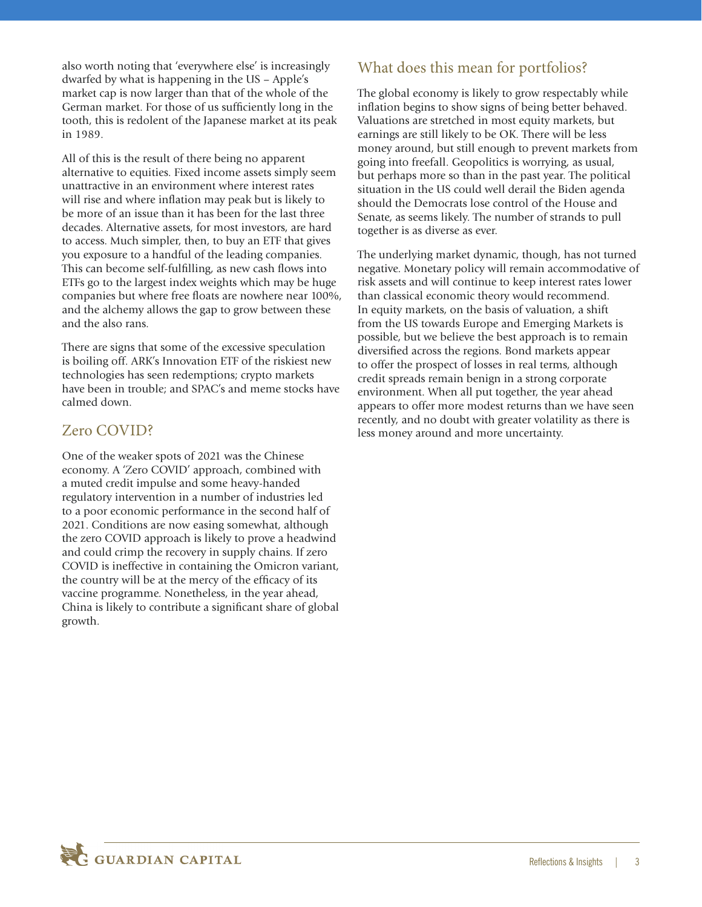also worth noting that 'everywhere else' is increasingly dwarfed by what is happening in the US – Apple's market cap is now larger than that of the whole of the German market. For those of us sufficiently long in the tooth, this is redolent of the Japanese market at its peak in 1989.

All of this is the result of there being no apparent alternative to equities. Fixed income assets simply seem unattractive in an environment where interest rates will rise and where inflation may peak but is likely to be more of an issue than it has been for the last three decades. Alternative assets, for most investors, are hard to access. Much simpler, then, to buy an ETF that gives you exposure to a handful of the leading companies. This can become self-fulfilling, as new cash flows into ETFs go to the largest index weights which may be huge companies but where free floats are nowhere near 100%, and the alchemy allows the gap to grow between these and the also rans.

There are signs that some of the excessive speculation is boiling off. ARK's Innovation ETF of the riskiest new technologies has seen redemptions; crypto markets have been in trouble; and SPAC's and meme stocks have calmed down.

## Zero COVID?

One of the weaker spots of 2021 was the Chinese economy. A 'Zero COVID' approach, combined with a muted credit impulse and some heavy-handed regulatory intervention in a number of industries led to a poor economic performance in the second half of 2021. Conditions are now easing somewhat, although the zero COVID approach is likely to prove a headwind and could crimp the recovery in supply chains. If zero COVID is ineffective in containing the Omicron variant, the country will be at the mercy of the efficacy of its vaccine programme. Nonetheless, in the year ahead, China is likely to contribute a significant share of global growth.

## What does this mean for portfolios?

The global economy is likely to grow respectably while inflation begins to show signs of being better behaved. Valuations are stretched in most equity markets, but earnings are still likely to be OK. There will be less money around, but still enough to prevent markets from going into freefall. Geopolitics is worrying, as usual, but perhaps more so than in the past year. The political situation in the US could well derail the Biden agenda should the Democrats lose control of the House and Senate, as seems likely. The number of strands to pull together is as diverse as ever.

The underlying market dynamic, though, has not turned negative. Monetary policy will remain accommodative of risk assets and will continue to keep interest rates lower than classical economic theory would recommend. In equity markets, on the basis of valuation, a shift from the US towards Europe and Emerging Markets is possible, but we believe the best approach is to remain diversified across the regions. Bond markets appear to offer the prospect of losses in real terms, although credit spreads remain benign in a strong corporate environment. When all put together, the year ahead appears to offer more modest returns than we have seen recently, and no doubt with greater volatility as there is less money around and more uncertainty.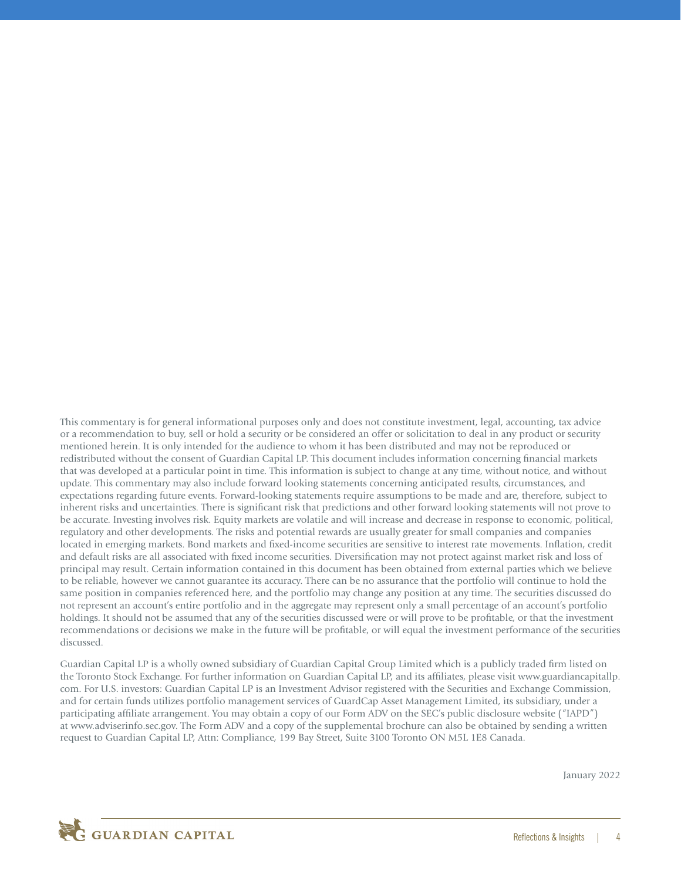This commentary is for general informational purposes only and does not constitute investment, legal, accounting, tax advice or a recommendation to buy, sell or hold a security or be considered an offer or solicitation to deal in any product or security mentioned herein. It is only intended for the audience to whom it has been distributed and may not be reproduced or redistributed without the consent of Guardian Capital LP. This document includes information concerning financial markets that was developed at a particular point in time. This information is subject to change at any time, without notice, and without update. This commentary may also include forward looking statements concerning anticipated results, circumstances, and expectations regarding future events. Forward-looking statements require assumptions to be made and are, therefore, subject to inherent risks and uncertainties. There is significant risk that predictions and other forward looking statements will not prove to be accurate. Investing involves risk. Equity markets are volatile and will increase and decrease in response to economic, political, regulatory and other developments. The risks and potential rewards are usually greater for small companies and companies located in emerging markets. Bond markets and fixed-income securities are sensitive to interest rate movements. Inflation, credit and default risks are all associated with fixed income securities. Diversification may not protect against market risk and loss of principal may result. Certain information contained in this document has been obtained from external parties which we believe to be reliable, however we cannot guarantee its accuracy. There can be no assurance that the portfolio will continue to hold the same position in companies referenced here, and the portfolio may change any position at any time. The securities discussed do not represent an account's entire portfolio and in the aggregate may represent only a small percentage of an account's portfolio holdings. It should not be assumed that any of the securities discussed were or will prove to be profitable, or that the investment recommendations or decisions we make in the future will be profitable, or will equal the investment performance of the securities discussed.

Guardian Capital LP is a wholly owned subsidiary of Guardian Capital Group Limited which is a publicly traded firm listed on the Toronto Stock Exchange. For further information on Guardian Capital LP, and its affiliates, please visit www.guardiancapitallp.com. For U.S. investors: Guardian Capital LP is an Investment Advisor registered with the Securities and Exchange Commission, and for certain funds utilizes portfolio management services of GuardCap Asset Management Limited, its subsidiary, under a participating affiliate arrangement. You may obtain a copy of our Form ADV on the SEC's public disclosure website ("IAPD") at www.adviserinfo.sec.gov. The Form ADV and a copy of the supplemental brochure can also be obtained by sending a written request to Guardian Capital LP, Attn: Compliance, 199 Bay Street, Suite 3100 Toronto ON M5L 1E8 Canada.

January 2022